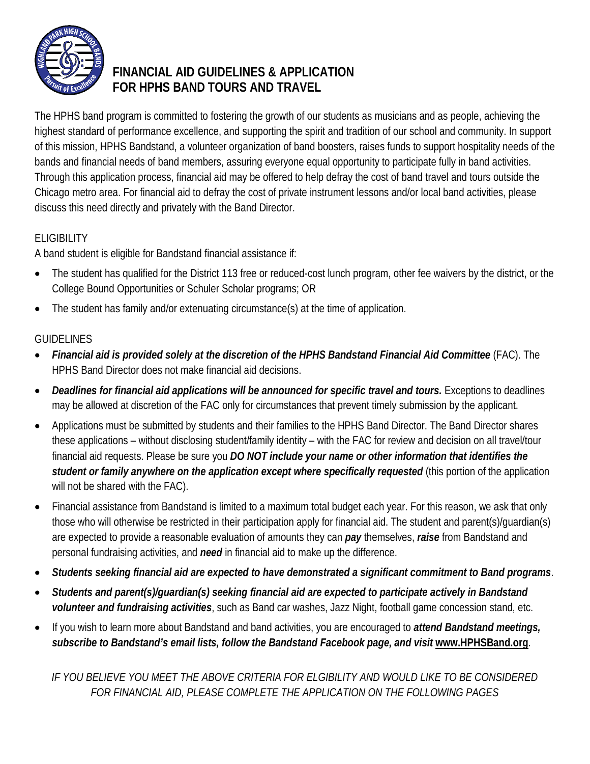# FINANCIAL AID GUIDELINES & APPLICATION FOR HPHS BAND TOURS AND TRAVEL

The HPHS band program is committed to fostering the growth of our students as musicians and as people, achieving the highest standard of performance excellence, and supporting the spirit and tradition of our school and community. In support of this mission, HPHS Bandstand, a volunteer organization of band boosters, raises funds to support hospitality needs of the bands and financial needs of band members, assuring everyone equal opportunity to participate fully in band activities. Through this application process, financial aid may be offered to help defray the cost of band travel and tours outside the Chicago metro area. For financial aid to defray the cost of private instrument lessons and/or local band activities, please discuss this need directly and privately with the Band Director.

## ELIGIBILITY

A band student is eligible for Bandstand financial assistance if:

- The student has qualified for the District 113 free or reduced-cost lunch program, other fee waivers by the district, or the College Bound Opportunities or Schuler Scholar programs; OR
- The student has family and/or extenuating circumstance(s) at the time of application.

## GUIDELINES

- ***Financial aid is provided solely at the discretion of the HPHS Bandstand Financial Aid Committee*** (FAC). The HPHS Band Director does not make financial aid decisions.
- ***Deadlines for financial aid applications will be announced for specific travel and tours.*** Exceptions to deadlines may be allowed at discretion of the FAC only for circumstances that prevent timely submission by the applicant.
- Applications must be submitted by students and their families to the HPHS Band Director. The Band Director shares these applications – without disclosing student/family identity – with the FAC for review and decision on all travel/tour financial aid requests. Please be sure you ***DO NOT include your name or other information that identifies the student or family anywhere on the application except where specifically requested*** (this portion of the application will not be shared with the FAC).
- Financial assistance from Bandstand is limited to a maximum total budget each year. For this reason, we ask that only those who will otherwise be restricted in their participation apply for financial aid. The student and parent(s)/guardian(s) are expected to provide a reasonable evaluation of amounts they can ***pay*** themselves, ***raise*** from Bandstand and personal fundraising activities, and ***need*** in financial aid to make up the difference.
- ***Students seeking financial aid are expected to have demonstrated a significant commitment to Band programs***.
- ***Students and parent(s)/guardian(s) seeking financial aid are expected to participate actively in Bandstand volunteer and fundraising activities***, such as Band car washes, Jazz Night, football game concession stand, etc.
- If you wish to learn more about Bandstand and band activities, you are encouraged to ***attend Bandstand meetings, subscribe to Bandstand's email lists, follow the Bandstand Facebook page, and visit www.HPHSBand.org***.

*IF YOU BELIEVE YOU MEET THE ABOVE CRITERIA FOR ELGIBILITY AND WOULD LIKE TO BE CONSIDERED FOR FINANCIAL AID, PLEASE COMPLETE THE APPLICATION ON THE FOLLOWING PAGES*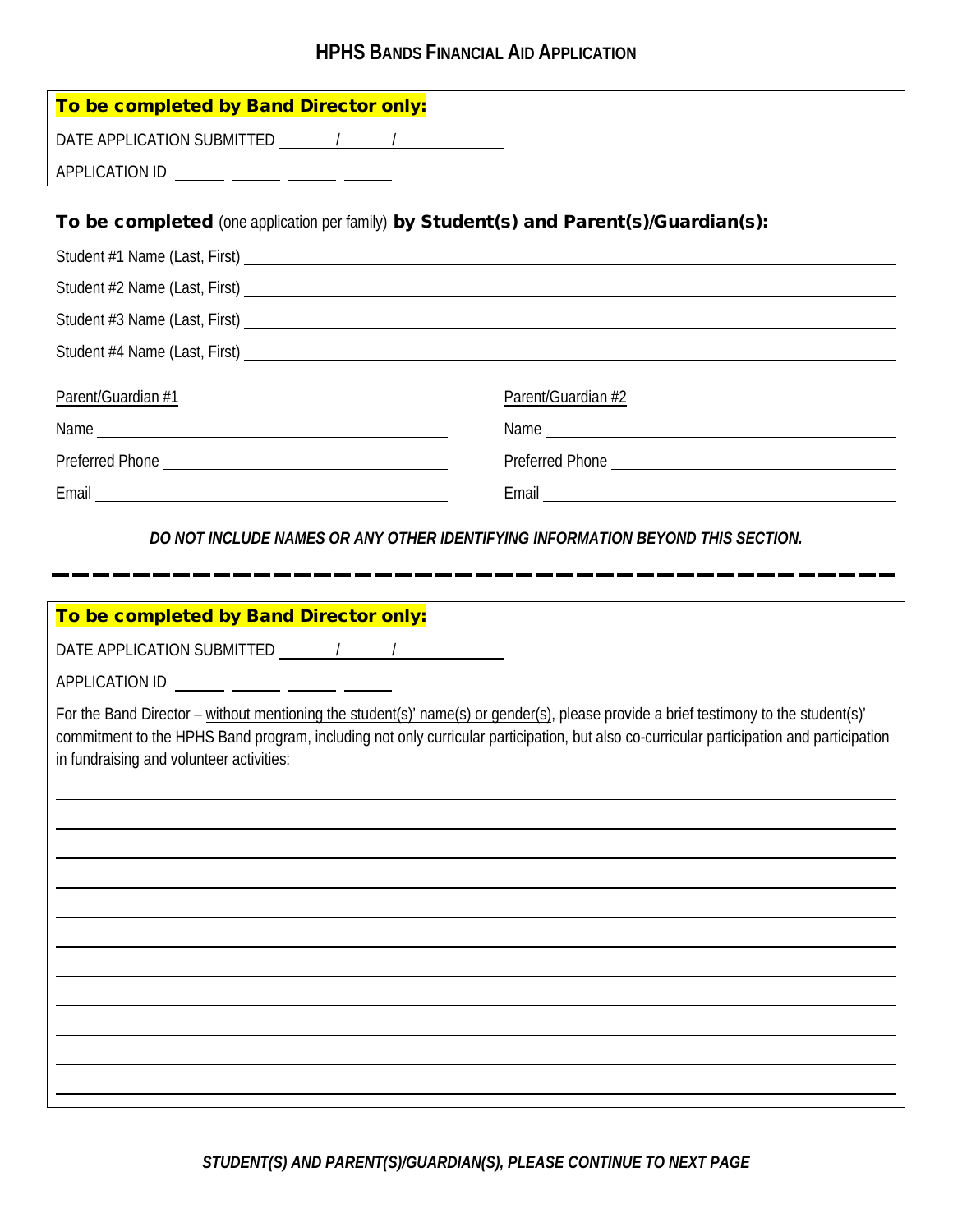# HPHS Bands Financial Aid Application

**To be completed by Band Director only:**

DATE APPLICATION SUBMITTED _____ / _____ / __________

APPLICATION ID _____ _____ _____ _____

**To be completed** (one application per family) **by Student(s) and Parent(s)/Guardian(s):**

Student #1 Name (Last, First) ____________________

Student #2 Name (Last, First) ____________________

Student #3 Name (Last, First) ____________________

Student #4 Name (Last, First) ____________________

| Parent/Guardian #1 | Parent/Guardian #2 |
|---|---|
| Name ____________________ | Name ____________________ |
| Preferred Phone ____________________ | Preferred Phone ____________________ |
| Email ____________________ | Email ____________________ |

***DO NOT INCLUDE NAMES OR ANY OTHER IDENTIFYING INFORMATION BEYOND THIS SECTION.***

---

**To be completed by Band Director only:**

DATE APPLICATION SUBMITTED _____ / _____ / __________

APPLICATION ID _____ _____ _____ _____

For the Band Director – without mentioning the student(s)' name(s) or gender(s), please provide a brief testimony to the student(s)' commitment to the HPHS Band program, including not only curricular participation, but also co-curricular participation and participation in fundraising and volunteer activities:

______________________________

______________________________

______________________________

______________________________

______________________________

______________________________

______________________________

______________________________

______________________________

______________________________

***STUDENT(S) AND PARENT(S)/GUARDIAN(S), PLEASE CONTINUE TO NEXT PAGE***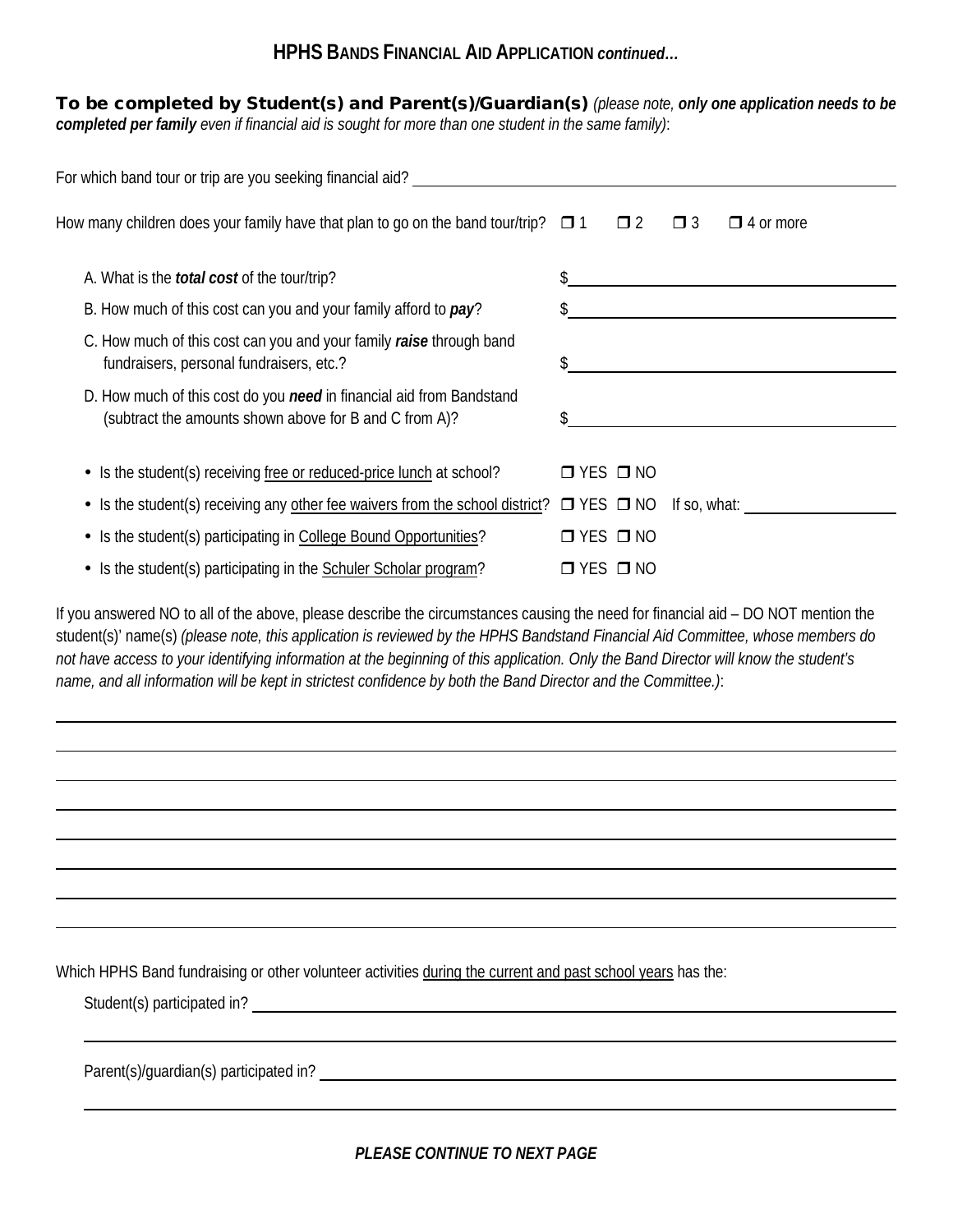## HPHS Bands Financial Aid Application *continued…*

**To be completed by Student(s) and Parent(s)/Guardian(s)** *(please note, **only one application needs to be completed per family** even if financial aid is sought for more than one student in the same family)*:

For which band tour or trip are you seeking financial aid? ______________________________

How many children does your family have that plan to go on the band tour/trip? ❐ 1 ❐ 2 ❐ 3 ❐ 4 or more

A. What is the ***total cost*** of the tour/trip? $______________________

B. How much of this cost can you and your family afford to ***pay***? $______________________

C. How much of this cost can you and your family ***raise*** through band fundraisers, personal fundraisers, etc.? $______________________

D. How much of this cost do you ***need*** in financial aid from Bandstand (subtract the amounts shown above for B and C from A)? $______________________

- Is the student(s) receiving free or reduced-price lunch at school? ❐ YES ❐ NO
- Is the student(s) receiving any other fee waivers from the school district? ❐ YES ❐ NO If so, what: ______________
- Is the student(s) participating in College Bound Opportunities? ❐ YES ❐ NO
- Is the student(s) participating in the Schuler Scholar program? ❐ YES ❐ NO

If you answered NO to all of the above, please describe the circumstances causing the need for financial aid – DO NOT mention the student(s)' name(s) *(please note, this application is reviewed by the HPHS Bandstand Financial Aid Committee, whose members do not have access to your identifying information at the beginning of this application. Only the Band Director will know the student's name, and all information will be kept in strictest confidence by both the Band Director and the Committee.)*:

______________________________________________________________________

______________________________________________________________________

______________________________________________________________________

______________________________________________________________________

______________________________________________________________________

______________________________________________________________________

______________________________________________________________________

______________________________________________________________________

Which HPHS Band fundraising or other volunteer activities during the current and past school years has the:

Student(s) participated in? ______________________________________________

______________________________________________________________________

Parent(s)/guardian(s) participated in? ______________________________________

______________________________________________________________________

***PLEASE CONTINUE TO NEXT PAGE***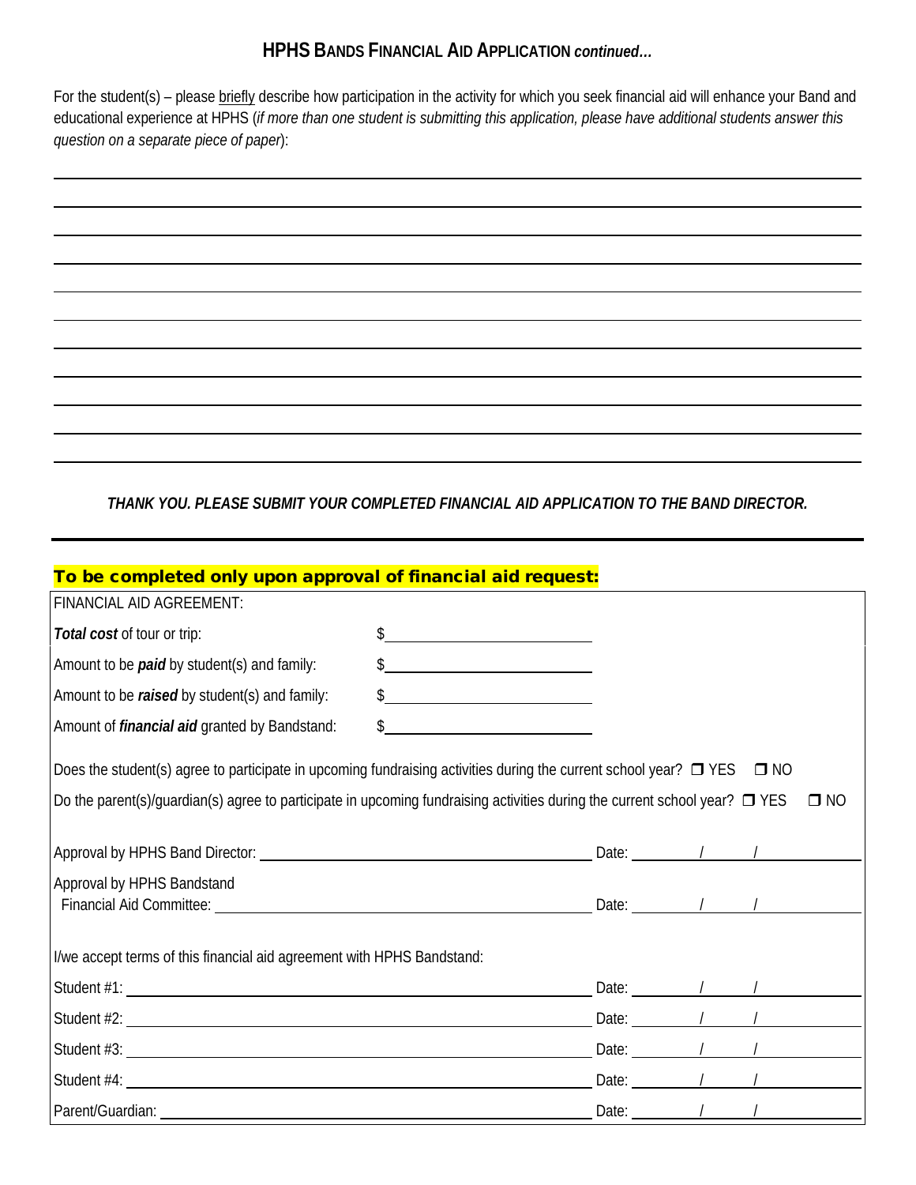## HPHS BANDS FINANCIAL AID APPLICATION *continued…*

For the student(s) – please briefly describe how participation in the activity for which you seek financial aid will enhance your Band and educational experience at HPHS (*if more than one student is submitting this application, please have additional students answer this question on a separate piece of paper*):

\_\_\_\_\_\_\_\_\_\_\_\_\_\_\_\_\_\_\_\_\_\_\_\_\_\_\_\_\_\_\_\_\_\_\_\_\_\_\_\_\_\_\_\_\_\_\_\_\_\_\_\_\_\_\_\_\_\_\_\_\_\_\_\_\_\_\_\_\_\_\_\_\_\_\_\_\_\_\_\_

\_\_\_\_\_\_\_\_\_\_\_\_\_\_\_\_\_\_\_\_\_\_\_\_\_\_\_\_\_\_\_\_\_\_\_\_\_\_\_\_\_\_\_\_\_\_\_\_\_\_\_\_\_\_\_\_\_\_\_\_\_\_\_\_\_\_\_\_\_\_\_\_\_\_\_\_\_\_\_\_

\_\_\_\_\_\_\_\_\_\_\_\_\_\_\_\_\_\_\_\_\_\_\_\_\_\_\_\_\_\_\_\_\_\_\_\_\_\_\_\_\_\_\_\_\_\_\_\_\_\_\_\_\_\_\_\_\_\_\_\_\_\_\_\_\_\_\_\_\_\_\_\_\_\_\_\_\_\_\_\_

\_\_\_\_\_\_\_\_\_\_\_\_\_\_\_\_\_\_\_\_\_\_\_\_\_\_\_\_\_\_\_\_\_\_\_\_\_\_\_\_\_\_\_\_\_\_\_\_\_\_\_\_\_\_\_\_\_\_\_\_\_\_\_\_\_\_\_\_\_\_\_\_\_\_\_\_\_\_\_\_

\_\_\_\_\_\_\_\_\_\_\_\_\_\_\_\_\_\_\_\_\_\_\_\_\_\_\_\_\_\_\_\_\_\_\_\_\_\_\_\_\_\_\_\_\_\_\_\_\_\_\_\_\_\_\_\_\_\_\_\_\_\_\_\_\_\_\_\_\_\_\_\_\_\_\_\_\_\_\_\_

\_\_\_\_\_\_\_\_\_\_\_\_\_\_\_\_\_\_\_\_\_\_\_\_\_\_\_\_\_\_\_\_\_\_\_\_\_\_\_\_\_\_\_\_\_\_\_\_\_\_\_\_\_\_\_\_\_\_\_\_\_\_\_\_\_\_\_\_\_\_\_\_\_\_\_\_\_\_\_\_

\_\_\_\_\_\_\_\_\_\_\_\_\_\_\_\_\_\_\_\_\_\_\_\_\_\_\_\_\_\_\_\_\_\_\_\_\_\_\_\_\_\_\_\_\_\_\_\_\_\_\_\_\_\_\_\_\_\_\_\_\_\_\_\_\_\_\_\_\_\_\_\_\_\_\_\_\_\_\_\_

\_\_\_\_\_\_\_\_\_\_\_\_\_\_\_\_\_\_\_\_\_\_\_\_\_\_\_\_\_\_\_\_\_\_\_\_\_\_\_\_\_\_\_\_\_\_\_\_\_\_\_\_\_\_\_\_\_\_\_\_\_\_\_\_\_\_\_\_\_\_\_\_\_\_\_\_\_\_\_\_

\_\_\_\_\_\_\_\_\_\_\_\_\_\_\_\_\_\_\_\_\_\_\_\_\_\_\_\_\_\_\_\_\_\_\_\_\_\_\_\_\_\_\_\_\_\_\_\_\_\_\_\_\_\_\_\_\_\_\_\_\_\_\_\_\_\_\_\_\_\_\_\_\_\_\_\_\_\_\_\_

\_\_\_\_\_\_\_\_\_\_\_\_\_\_\_\_\_\_\_\_\_\_\_\_\_\_\_\_\_\_\_\_\_\_\_\_\_\_\_\_\_\_\_\_\_\_\_\_\_\_\_\_\_\_\_\_\_\_\_\_\_\_\_\_\_\_\_\_\_\_\_\_\_\_\_\_\_\_\_\_

***THANK YOU. PLEASE SUBMIT YOUR COMPLETED FINANCIAL AID APPLICATION TO THE BAND DIRECTOR.***

---

**To be completed only upon approval of financial aid request:**

FINANCIAL AID AGREEMENT:

***Total cost*** of tour or trip: $\_\_\_\_\_\_\_\_\_\_\_\_\_\_\_\_\_\_\_\_

Amount to be ***paid*** by student(s) and family: $\_\_\_\_\_\_\_\_\_\_\_\_\_\_\_\_\_\_\_\_

Amount to be ***raised*** by student(s) and family: $\_\_\_\_\_\_\_\_\_\_\_\_\_\_\_\_\_\_\_\_

Amount of ***financial aid*** granted by Bandstand: $\_\_\_\_\_\_\_\_\_\_\_\_\_\_\_\_\_\_\_\_

Does the student(s) agree to participate in upcoming fundraising activities during the current school year? ☐ YES ☐ NO

Do the parent(s)/guardian(s) agree to participate in upcoming fundraising activities during the current school year? ☐ YES ☐ NO

Approval by HPHS Band Director: \_\_\_\_\_\_\_\_\_\_\_\_\_\_\_\_\_\_\_\_\_\_\_\_\_\_\_\_\_\_ Date: \_\_\_\_\_ / \_\_\_\_\_ / \_\_\_\_\_

Approval by HPHS Bandstand
Financial Aid Committee: \_\_\_\_\_\_\_\_\_\_\_\_\_\_\_\_\_\_\_\_\_\_\_\_\_\_\_\_\_\_ Date: \_\_\_\_\_ / \_\_\_\_\_ / \_\_\_\_\_

I/we accept terms of this financial aid agreement with HPHS Bandstand:

Student #1: \_\_\_\_\_\_\_\_\_\_\_\_\_\_\_\_\_\_\_\_\_\_\_\_\_\_\_\_\_\_ Date: \_\_\_\_\_ / \_\_\_\_\_ / \_\_\_\_\_

Student #2: \_\_\_\_\_\_\_\_\_\_\_\_\_\_\_\_\_\_\_\_\_\_\_\_\_\_\_\_\_\_ Date: \_\_\_\_\_ / \_\_\_\_\_ / \_\_\_\_\_

Student #3: \_\_\_\_\_\_\_\_\_\_\_\_\_\_\_\_\_\_\_\_\_\_\_\_\_\_\_\_\_\_ Date: \_\_\_\_\_ / \_\_\_\_\_ / \_\_\_\_\_

Student #4: \_\_\_\_\_\_\_\_\_\_\_\_\_\_\_\_\_\_\_\_\_\_\_\_\_\_\_\_\_\_ Date: \_\_\_\_\_ / \_\_\_\_\_ / \_\_\_\_\_

Parent/Guardian: \_\_\_\_\_\_\_\_\_\_\_\_\_\_\_\_\_\_\_\_\_\_\_\_\_\_\_\_\_\_ Date: \_\_\_\_\_ / \_\_\_\_\_ / \_\_\_\_\_